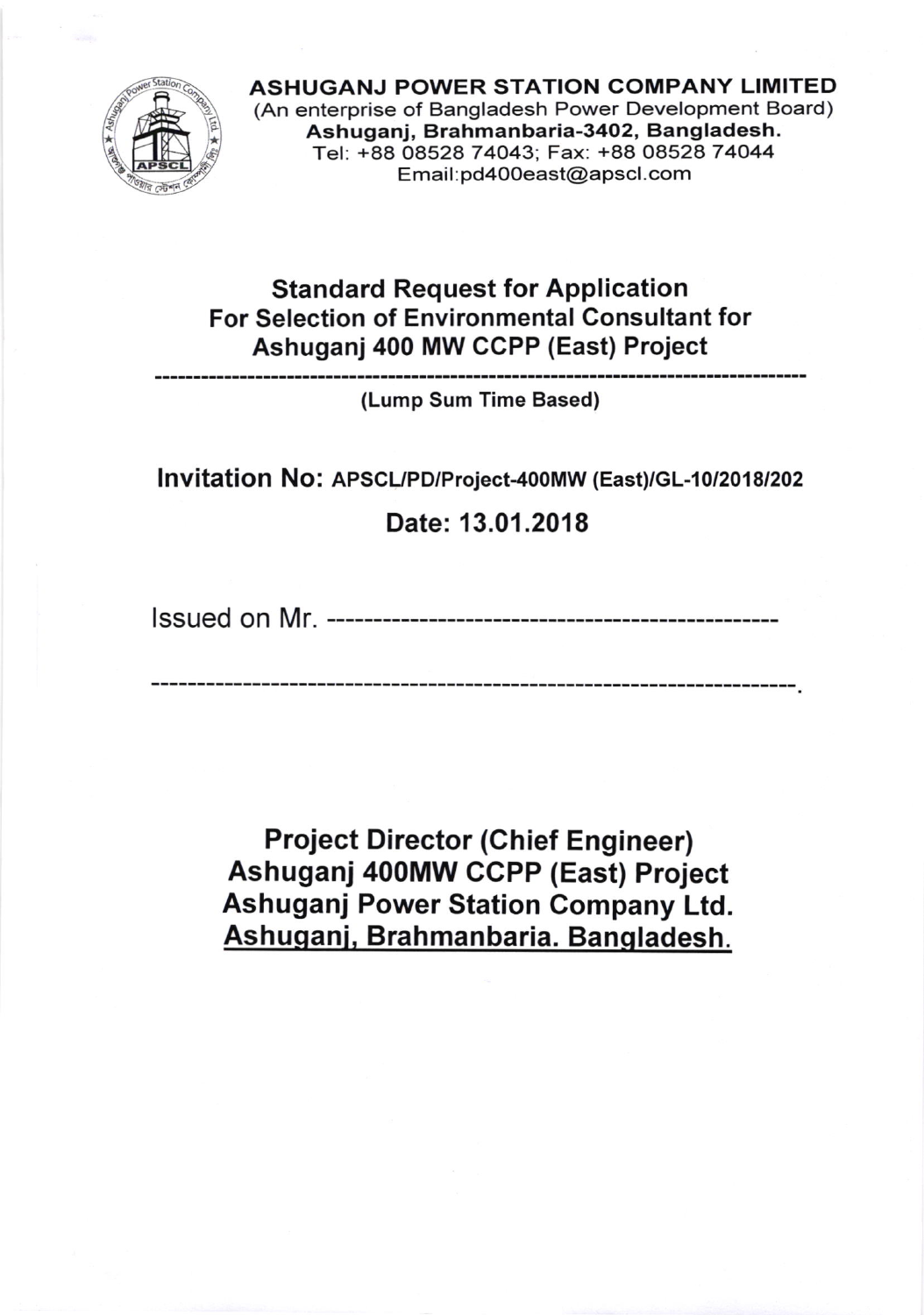**ASHUGANJ POWER STATION COMPANY LIMITED**
(An enterprise of Bangladesh Power Development Board)
**Ashuganj, Brahmanbaria-3402, Bangladesh.**
Tel: +88 08528 74043; Fax: +88 08528 74044
Email:pd400east@apscl.com

# Standard Request for Application For Selection of Environmental Consultant for Ashuganj 400 MW CCPP (East) Project

---

**(Lump Sum Time Based)**

## Invitation No: APSCL/PD/Project-400MW (East)/GL-10/2018/202

## Date: 13.01.2018

Issued on Mr. -----------------------------------------------

-------------------------------------------------------------------.

**Project Director (Chief Engineer)**
**Ashuganj 400MW CCPP (East) Project**
**Ashuganj Power Station Company Ltd.**
**Ashuganj, Brahmanbaria. Bangladesh.**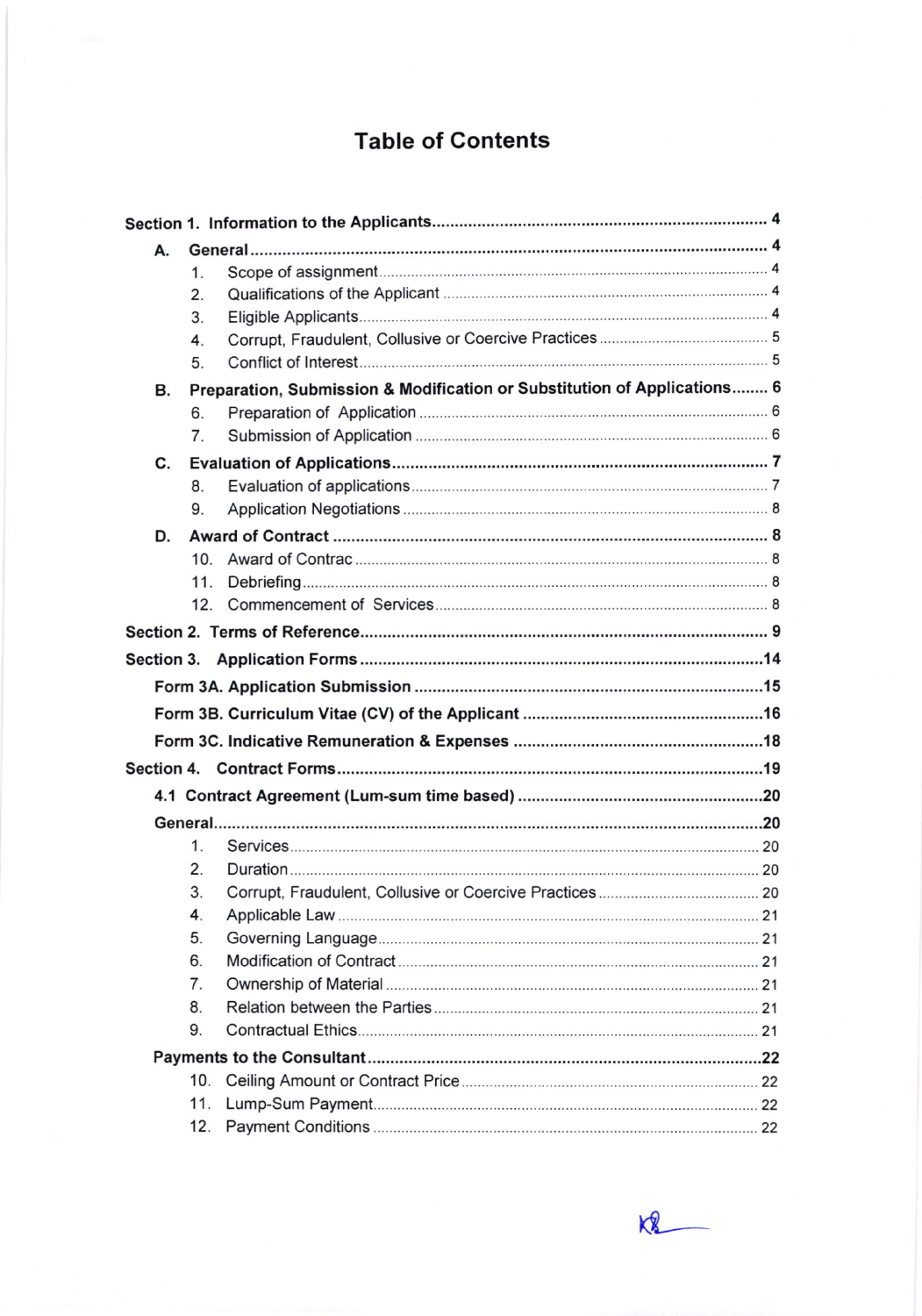# Table of Contents

**Section 1. Information to the Applicants** ........ 4

- **A. General** ........ 4
  1. Scope of assignment ........ 4
  2. Qualifications of the Applicant ........ 4
  3. Eligible Applicants ........ 4
  4. Corrupt, Fraudulent, Collusive or Coercive Practices ........ 5
  5. Conflict of Interest ........ 5
- **B. Preparation, Submission & Modification or Substitution of Applications** ........ 6
  6. Preparation of Application ........ 6
  7. Submission of Application ........ 6
- **C. Evaluation of Applications** ........ 7
  8. Evaluation of applications ........ 7
  9. Application Negotiations ........ 8
- **D. Award of Contract** ........ 8
  10. Award of Contrac ........ 8
  11. Debriefing ........ 8
  12. Commencement of Services ........ 8

**Section 2. Terms of Reference** ........ 9

**Section 3. Application Forms** ........ 14

- **Form 3A. Application Submission** ........ 15
- **Form 3B. Curriculum Vitae (CV) of the Applicant** ........ 16
- **Form 3C. Indicative Remuneration & Expenses** ........ 18

**Section 4. Contract Forms** ........ 19

- **4.1 Contract Agreement (Lum-sum time based)** ........ 20
- **General** ........ 20
  1. Services ........ 20
  2. Duration ........ 20
  3. Corrupt, Fraudulent, Collusive or Coercive Practices ........ 20
  4. Applicable Law ........ 21
  5. Governing Language ........ 21
  6. Modification of Contract ........ 21
  7. Ownership of Material ........ 21
  8. Relation between the Parties ........ 21
  9. Contractual Ethics ........ 21
- **Payments to the Consultant** ........ 22
  10. Ceiling Amount or Contract Price ........ 22
  11. Lump-Sum Payment ........ 22
  12. Payment Conditions ........ 22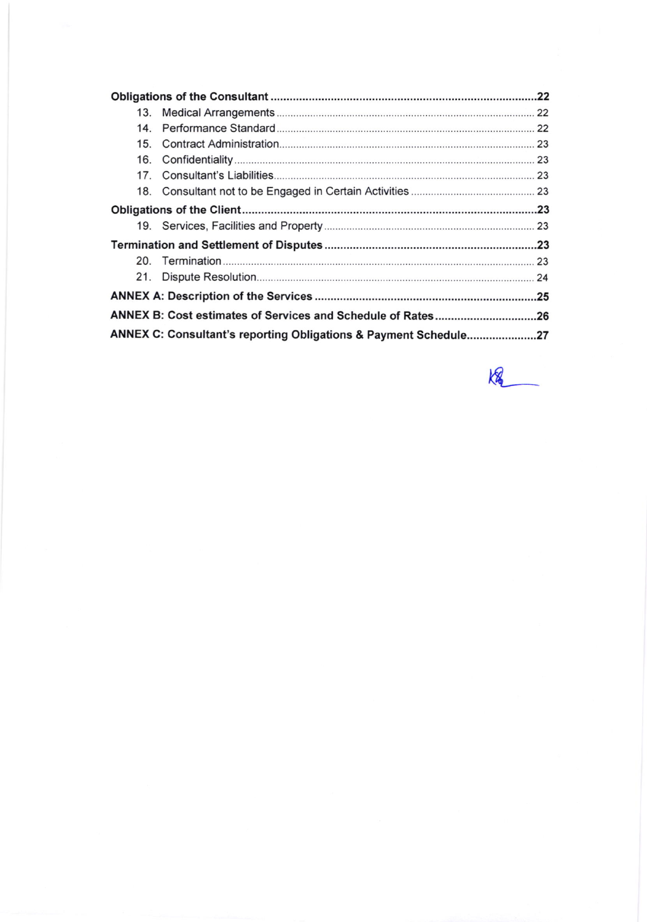**Obligations of the Consultant** ....................................................................................22

13. Medical Arrangements ............................................................................................ 22
14. Performance Standard ............................................................................................ 22
15. Contract Administration ........................................................................................... 23
16. Confidentiality ........................................................................................................ 23
17. Consultant's Liabilities ............................................................................................. 23
18. Consultant not to be Engaged in Certain Activities ............................................ 23

**Obligations of the Client** .............................................................................................23

19. Services, Facilities and Property ........................................................................... 23

**Termination and Settlement of Disputes** ...................................................................23

20. Termination ............................................................................................................ 23
21. Dispute Resolution .................................................................................................. 24

**ANNEX A: Description of the Services** ......................................................................25

**ANNEX B: Cost estimates of Services and Schedule of Rates** ................................26

**ANNEX C: Consultant's reporting Obligations & Payment Schedule** ......................27